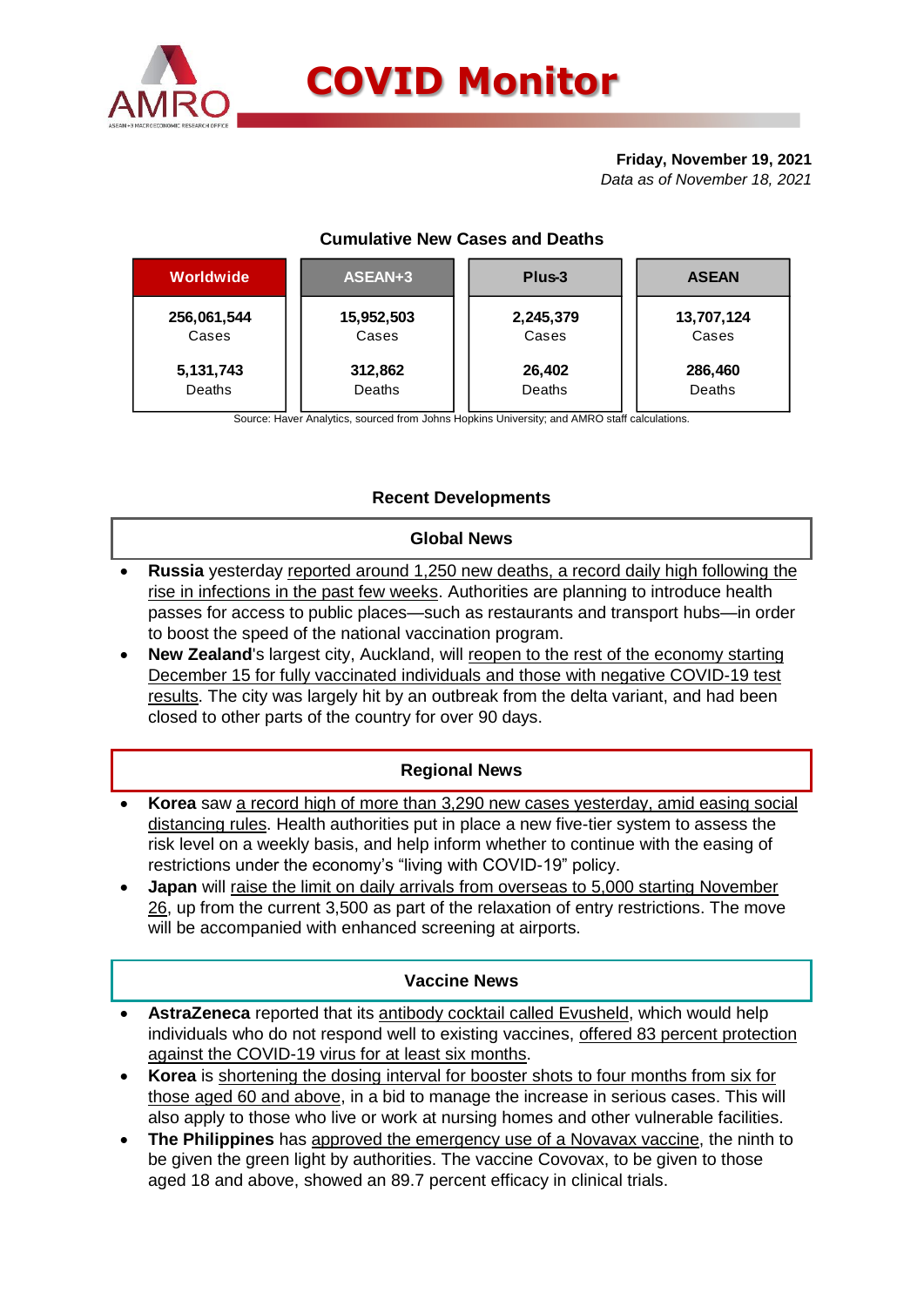# COVID Monitor

**Friday, November 19, 2021**
*Data as of November 18, 2021*

### Cumulative New Cases and Deaths

| Worldwide | ASEAN+3 | Plus-3 | ASEAN |
|---|---|---|---|
| **256,061,544** Cases | **15,952,503** Cases | **2,245,379** Cases | **13,707,124** Cases |
| **5,131,743** Deaths | **312,862** Deaths | **26,402** Deaths | **286,460** Deaths |

Source: Haver Analytics, sourced from Johns Hopkins University; and AMRO staff calculations.

## Recent Developments

### Global News

- **Russia** yesterday reported around 1,250 new deaths, a record daily high following the rise in infections in the past few weeks. Authorities are planning to introduce health passes for access to public places—such as restaurants and transport hubs—in order to boost the speed of the national vaccination program.
- **New Zealand**'s largest city, Auckland, will reopen to the rest of the economy starting December 15 for fully vaccinated individuals and those with negative COVID-19 test results. The city was largely hit by an outbreak from the delta variant, and had been closed to other parts of the country for over 90 days.

### Regional News

- **Korea** saw a record high of more than 3,290 new cases yesterday, amid easing social distancing rules. Health authorities put in place a new five-tier system to assess the risk level on a weekly basis, and help inform whether to continue with the easing of restrictions under the economy's "living with COVID-19" policy.
- **Japan** will raise the limit on daily arrivals from overseas to 5,000 starting November 26, up from the current 3,500 as part of the relaxation of entry restrictions. The move will be accompanied with enhanced screening at airports.

### Vaccine News

- **AstraZeneca** reported that its antibody cocktail called Evusheld, which would help individuals who do not respond well to existing vaccines, offered 83 percent protection against the COVID-19 virus for at least six months.
- **Korea** is shortening the dosing interval for booster shots to four months from six for those aged 60 and above, in a bid to manage the increase in serious cases. This will also apply to those who live or work at nursing homes and other vulnerable facilities.
- **The Philippines** has approved the emergency use of a Novavax vaccine, the ninth to be given the green light by authorities. The vaccine Covovax, to be given to those aged 18 and above, showed an 89.7 percent efficacy in clinical trials.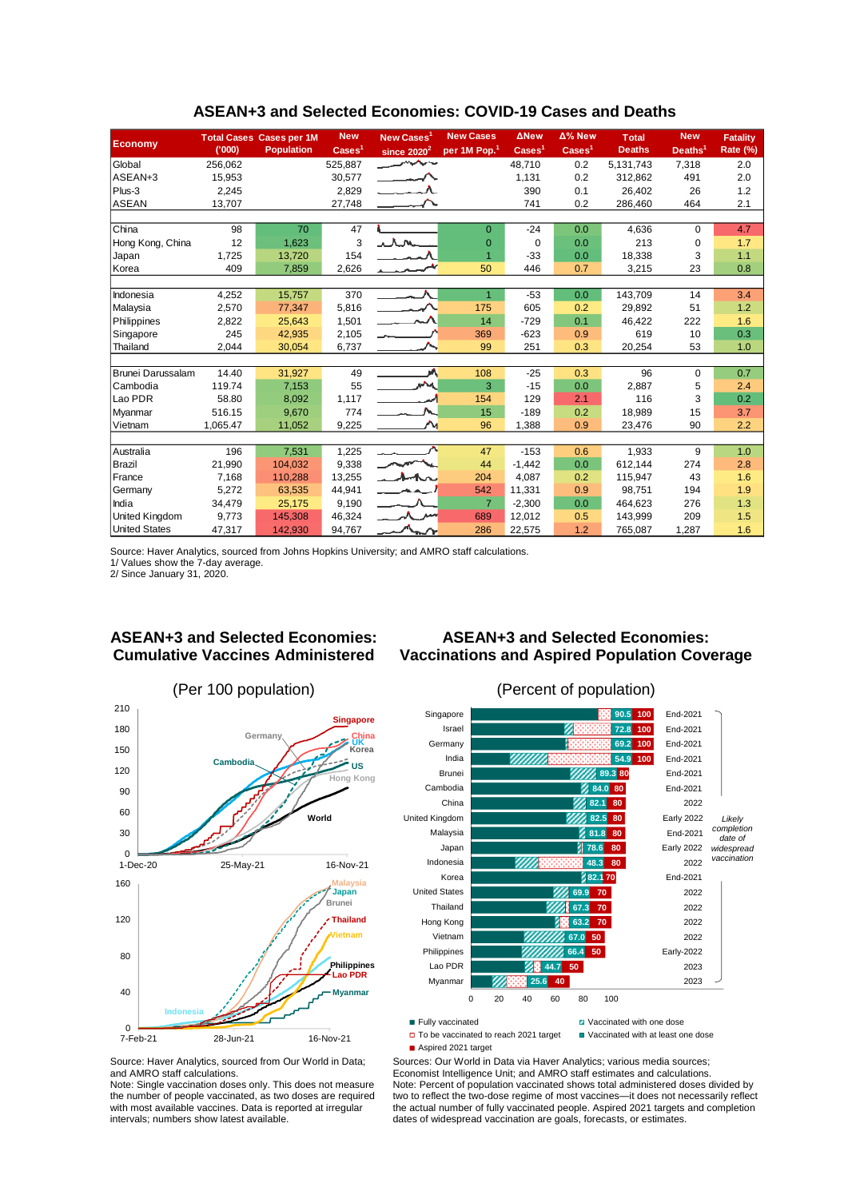## ASEAN+3 and Selected Economies: COVID-19 Cases and Deaths

| Economy | Total Cases ('000) | Cases per 1M Population | New Cases[1] | New Cases[1] since 2020[2] | New Cases per 1M Pop.[1] | ΔNew Cases[1] | Δ% New Cases[1] | Total Deaths | New Deaths[1] | Fatality Rate (%) |
|---|---|---|---|---|---|---|---|---|---|---|
| Global | 256,062 | | 525,887 | | | 48,710 | 0.2 | 5,131,743 | 7,318 | 2.0 |
| ASEAN+3 | 15,953 | | 30,577 | | | 1,131 | 0.2 | 312,862 | 491 | 2.0 |
| Plus-3 | 2,245 | | 2,829 | | | 390 | 0.1 | 26,402 | 26 | 1.2 |
| ASEAN | 13,707 | | 27,748 | | | 741 | 0.2 | 286,460 | 464 | 2.1 |
| | | | | | | | | | | |
| China | 98 | 70 | 47 | | 0 | -24 | 0.0 | 4,636 | 0 | 4.7 |
| Hong Kong, China | 12 | 1,623 | 3 | | 0 | 0 | 0.0 | 213 | 0 | 1.7 |
| Japan | 1,725 | 13,720 | 154 | | 1 | -33 | 0.0 | 18,338 | 3 | 1.1 |
| Korea | 409 | 7,859 | 2,626 | | 50 | 446 | 0.7 | 3,215 | 23 | 0.8 |
| | | | | | | | | | | |
| Indonesia | 4,252 | 15,757 | 370 | | 1 | -53 | 0.0 | 143,709 | 14 | 3.4 |
| Malaysia | 2,570 | 77,347 | 5,816 | | 175 | 605 | 0.2 | 29,892 | 51 | 1.2 |
| Philippines | 2,822 | 25,643 | 1,501 | | 14 | -729 | 0.1 | 46,422 | 222 | 1.6 |
| Singapore | 245 | 42,935 | 2,105 | | 369 | -623 | 0.9 | 619 | 10 | 0.3 |
| Thailand | 2,044 | 30,054 | 6,737 | | 99 | 251 | 0.3 | 20,254 | 53 | 1.0 |
| | | | | | | | | | | |
| Brunei Darussalam | 14.40 | 31,927 | 49 | | 108 | -25 | 0.3 | 96 | 0 | 0.7 |
| Cambodia | 119.74 | 7,153 | 55 | | 3 | -15 | 0.0 | 2,887 | 5 | 2.4 |
| Lao PDR | 58.80 | 8,092 | 1,117 | | 154 | 129 | 2.1 | 116 | 3 | 0.2 |
| Myanmar | 516.15 | 9,670 | 774 | | 15 | -189 | 0.2 | 18,989 | 15 | 3.7 |
| Vietnam | 1,065.47 | 11,052 | 9,225 | | 96 | 1,388 | 0.9 | 23,476 | 90 | 2.2 |
| | | | | | | | | | | |
| Australia | 196 | 7,531 | 1,225 | | 47 | -153 | 0.6 | 1,933 | 9 | 1.0 |
| Brazil | 21,990 | 104,032 | 9,338 | | 44 | -1,442 | 0.0 | 612,144 | 274 | 2.8 |
| France | 7,168 | 110,288 | 13,255 | | 204 | 4,087 | 0.2 | 115,947 | 43 | 1.6 |
| Germany | 5,272 | 63,535 | 44,941 | | 542 | 11,331 | 0.9 | 98,751 | 194 | 1.9 |
| India | 34,479 | 25,175 | 9,190 | | 7 | -2,300 | 0.0 | 464,623 | 276 | 1.3 |
| United Kingdom | 9,773 | 145,308 | 46,324 | | 689 | 12,012 | 0.5 | 143,999 | 209 | 1.5 |
| United States | 47,317 | 142,930 | 94,767 | | 286 | 22,575 | 1.2 | 765,087 | 1,287 | 1.6 |

Source: Haver Analytics, sourced from Johns Hopkins University; and AMRO staff calculations.
1/ Values show the 7-day average.
2/ Since January 31, 2020.

## ASEAN+3 and Selected Economies: Cumulative Vaccines Administered

(Per 100 population)

Source: Haver Analytics, sourced from Our World in Data; and AMRO staff calculations.
Note: Single vaccination doses only. This does not measure the number of people vaccinated, as two doses are required with most available vaccines. Data is reported at irregular intervals; numbers show latest available.

## ASEAN+3 and Selected Economies: Vaccinations and Aspired Population Coverage

(Percent of population)

| Economy | Vaccinated (%) | Aspired 2021 target (%) | Likely completion date of widespread vaccination |
|---|---|---|---|
| Singapore | 90.5 | 100 | End-2021 |
| Israel | 72.8 | 100 | End-2021 |
| Germany | 69.2 | 100 | End-2021 |
| India | 54.9 | 100 | End-2021 |
| Brunei | 89.3 | 80 | End-2021 |
| Cambodia | 84.0 | 80 | End-2021 |
| China | 82.1 | 80 | 2022 |
| United Kingdom | 82.5 | 80 | Early 2022 |
| Malaysia | 81.8 | 80 | End-2021 |
| Japan | 78.6 | 80 | Early 2022 |
| Indonesia | 48.3 | 80 | 2022 |
| Korea | 82.1 | 70 | End-2021 |
| United States | 69.9 | 70 | 2022 |
| Thailand | 67.3 | 70 | 2022 |
| Hong Kong | 63.2 | 70 | 2022 |
| Vietnam | 67.0 | 50 | 2022 |
| Philippines | 66.4 | 50 | Early-2022 |
| Lao PDR | 44.7 | 50 | 2023 |
| Myanmar | 25.6 | 40 | 2023 |

Legend: Fully vaccinated; To be vaccinated to reach 2021 target; Aspired 2021 target; Vaccinated with one dose; Vaccinated with at least one dose

Sources: Our World in Data via Haver Analytics; various media sources; Economist Intelligence Unit; and AMRO staff estimates and calculations.
Note: Percent of population vaccinated shows total administered doses divided by two to reflect the two-dose regime of most vaccines—it does not necessarily reflect the actual number of fully vaccinated people. Aspired 2021 targets and completion dates of widespread vaccination are goals, forecasts, or estimates.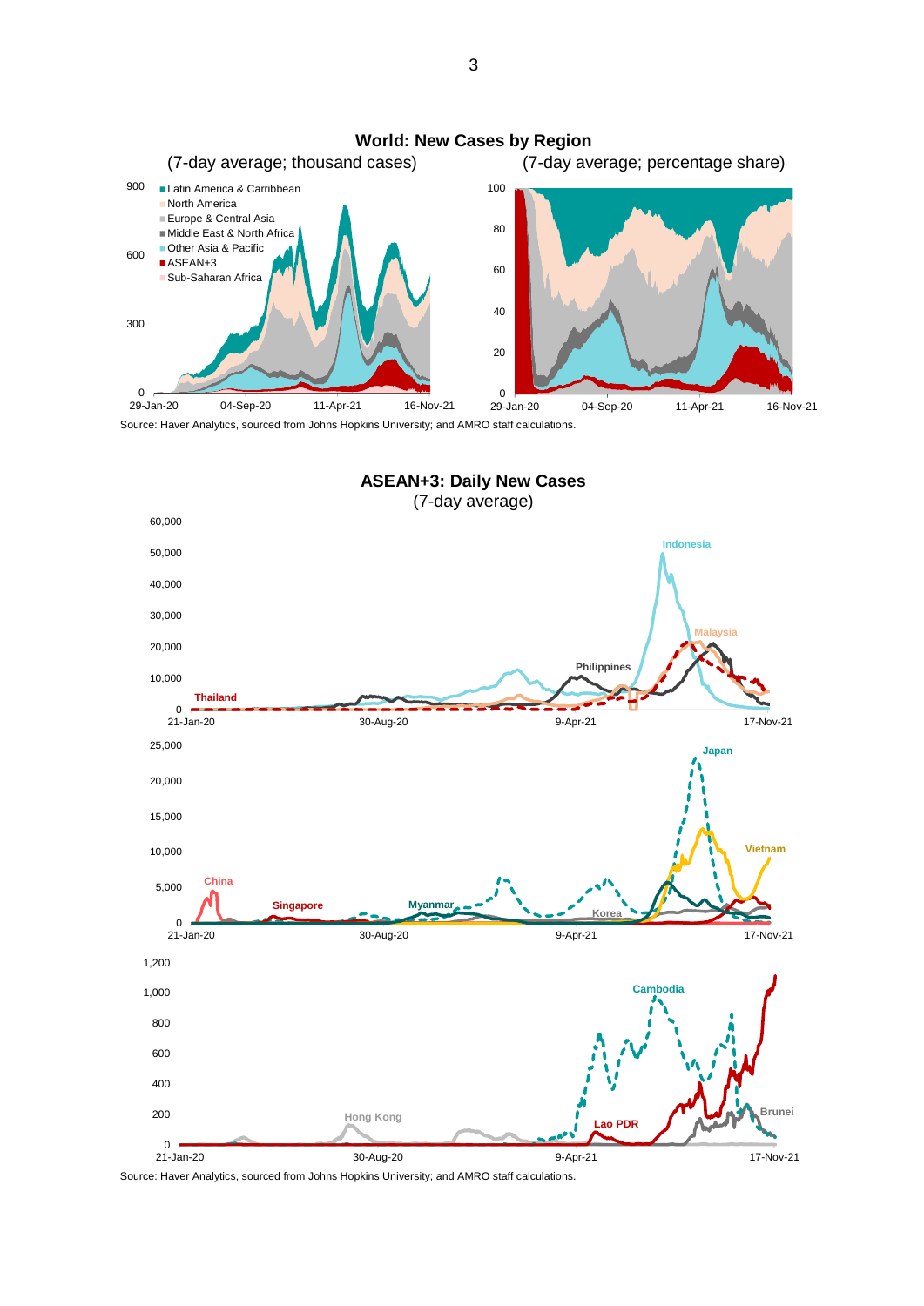## World: New Cases by Region

(7-day average; thousand cases) (7-day average; percentage share)

Source: Haver Analytics, sourced from Johns Hopkins University; and AMRO staff calculations.

## ASEAN+3: Daily New Cases

(7-day average)

Source: Haver Analytics, sourced from Johns Hopkins University; and AMRO staff calculations.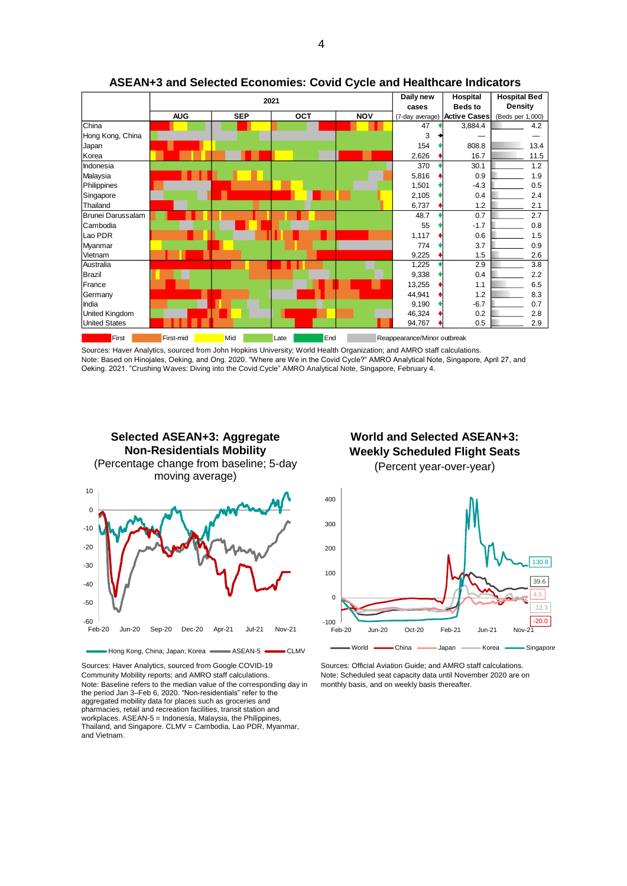## ASEAN+3 and Selected Economies: Covid Cycle and Healthcare Indicators

| | 2021 | | | | Daily new cases (7-day average) | Hospital Beds to Active Cases | Hospital Bed Density (Beds per 1,000) |
|---|---|---|---|---|---|---|---|
| | AUG | SEP | OCT | NOV | | | |
| China | | | | | 47 ↓ | 3,884.4 | 4.2 |
| Hong Kong, China | | | | | 3 → | — | — |
| Japan | | | | | 154 ↓ | 808.8 | 13.4 |
| Korea | | | | | 2,626 ↑ | 16.7 | 11.5 |
| Indonesia | | | | | 370 ↓ | 30.1 | 1.2 |
| Malaysia | | | | | 5,816 ↑ | 0.9 | 1.9 |
| Philippines | | | | | 1,501 ↓ | -4.3 | 0.5 |
| Singapore | | | | | 2,105 ↓ | 0.4 | 2.4 |
| Thailand | | | | | 6,737 ↑ | 1.2 | 2.1 |
| Brunei Darussalam | | | | | 48.7 ↓ | 0.7 | 2.7 |
| Cambodia | | | | | 55 ↓ | -1.7 | 0.8 |
| Lao PDR | | | | | 1,117 ↑ | 0.6 | 1.5 |
| Myanmar | | | | | 774 ↓ | 3.7 | 0.9 |
| Vietnam | | | | | 9,225 ↑ | 1.5 | 2.6 |
| Australia | | | | | 1,225 ↓ | 2.9 | 3.8 |
| Brazil | | | | | 9,338 ↓ | 0.4 | 2.2 |
| France | | | | | 13,255 ↑ | 1.1 | 6.5 |
| Germany | | | | | 44,941 ↑ | 1.2 | 8.3 |
| India | | | | | 9,190 ↓ | -6.7 | 0.7 |
| United Kingdom | | | | | 46,324 ↑ | 0.2 | 2.8 |
| United States | | | | | 94,767 ↑ | 0.5 | 2.9 |

First | First-mid | Mid | Late | End | Reappearance/Minor outbreak

Sources: Haver Analytics, sourced from John Hopkins University; World Health Organization; and AMRO staff calculations.
Note: Based on Hinojales, Oeking, and Ong. 2020. "Where are We in the Covid Cycle?" AMRO Analytical Note, Singapore, April 27, and Oeking. 2021. "Crushing Waves: Diving into the Covid Cycle" AMRO Analytical Note, Singapore, February 4.

### Selected ASEAN+3: Aggregate Non-Residentials Mobility
(Percentage change from baseline; 5-day moving average)

10
0
-10
-20
-30
-40
-50
-60
Feb-20 Jun-20 Sep-20 Dec-20 Apr-21 Jul-21 Nov-21

Hong Kong, China; Japan; Korea — ASEAN-5 — CLMV

Sources: Haver Analytics, sourced from Google COVID-19 Community Mobility reports; and AMRO staff calculations.
Note: Baseline refers to the median value of the corresponding day in the period Jan 3–Feb 6, 2020. "Non-residentials" refer to the aggregated mobility data for places such as groceries and pharmacies, retail and recreation facilities, transit station and workplaces. ASEAN-5 = Indonesia, Malaysia, the Philippines, Thailand, and Singapore. CLMV = Cambodia, Lao PDR, Myanmar, and Vietnam.

### World and Selected ASEAN+3: Weekly Scheduled Flight Seats
(Percent year-over-year)

400
300
200
100
0
-100
Feb-20 Jun-20 Oct-20 Feb-21 Jun-21 Nov-21

130.8
39.6
4.5
-12.3
-20.0

World — China — Japan — Korea — Singapore

Sources: Official Aviation Guide; and AMRO staff calculations.
Note: Scheduled seat capacity data until November 2020 are on monthly basis, and on weekly basis thereafter.